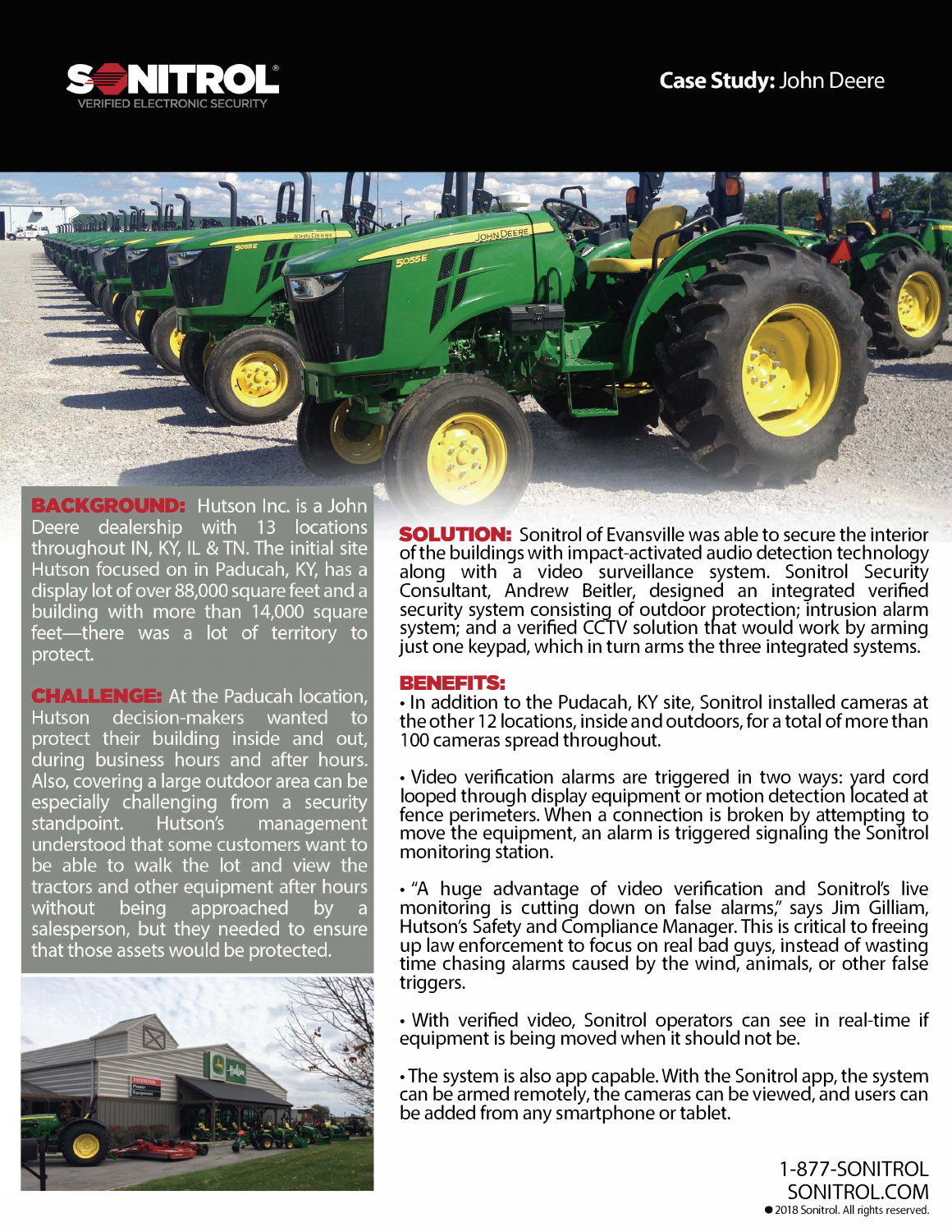SONITROL®
VERIFIED ELECTRONIC SECURITY

# Case Study: John Deere

**BACKGROUND:** Hutson Inc. is a John Deere dealership with 13 locations throughout IN, KY, IL & TN. The initial site Hutson focused on in Paducah, KY, has a display lot of over 88,000 square feet and a building with more than 14,000 square feet—there was a lot of territory to protect.

**CHALLENGE:** At the Paducah location, Hutson decision-makers wanted to protect their building inside and out, during business hours and after hours. Also, covering a large outdoor area can be especially challenging from a security standpoint. Hutson's management understood that some customers want to be able to walk the lot and view the tractors and other equipment after hours without being approached by a salesperson, but they needed to ensure that those assets would be protected.

**SOLUTION:** Sonitrol of Evansville was able to secure the interior of the buildings with impact-activated audio detection technology along with a video surveillance system. Sonitrol Security Consultant, Andrew Beitler, designed an integrated verified security system consisting of outdoor protection; intrusion alarm system; and a verified CCTV solution that would work by arming just one keypad, which in turn arms the three integrated systems.

**BENEFITS:**

- In addition to the Pudacah, KY site, Sonitrol installed cameras at the other 12 locations, inside and outdoors, for a total of more than 100 cameras spread throughout.
- Video verification alarms are triggered in two ways: yard cord looped through display equipment or motion detection located at fence perimeters. When a connection is broken by attempting to move the equipment, an alarm is triggered signaling the Sonitrol monitoring station.
- "A huge advantage of video verification and Sonitrol's live monitoring is cutting down on false alarms," says Jim Gilliam, Hutson's Safety and Compliance Manager. This is critical to freeing up law enforcement to focus on real bad guys, instead of wasting time chasing alarms caused by the wind, animals, or other false triggers.
- With verified video, Sonitrol operators can see in real-time if equipment is being moved when it should not be.
- The system is also app capable. With the Sonitrol app, the system can be armed remotely, the cameras can be viewed, and users can be added from any smartphone or tablet.

1-877-SONITROL
SONITROL.COM
© 2018 Sonitrol. All rights reserved.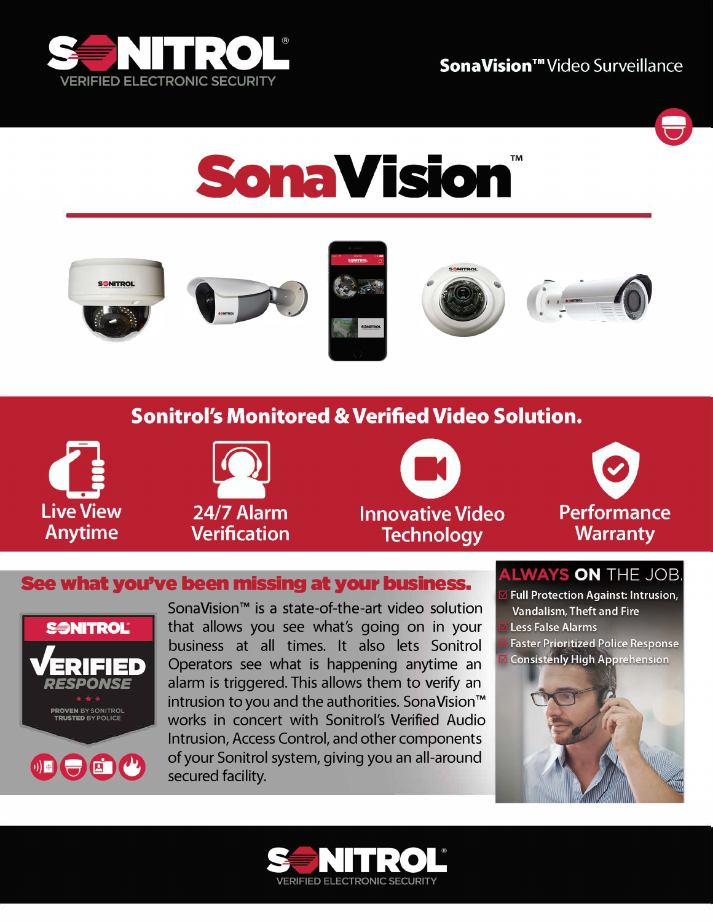SONITROL®
VERIFIED ELECTRONIC SECURITY

**SonaVision™** Video Surveillance

# SonaVision™

## Sonitrol's Monitored & Verified Video Solution.

- Live View Anytime
- 24/7 Alarm Verification
- Innovative Video Technology
- Performance Warranty

## See what you've been missing at your business.

SONITROL
VERIFIED RESPONSE
PROVEN BY SONITROL
TRUSTED BY POLICE

SonaVision™ is a state-of-the-art video solution that allows you see what's going on in your business at all times. It also lets Sonitrol Operators see what is happening anytime an alarm is triggered. This allows them to verify an intrusion to you and the authorities. SonaVision™ works in concert with Sonitrol's Verified Audio Intrusion, Access Control, and other components of your Sonitrol system, giving you an all-around secured facility.

### ALWAYS ON THE JOB.

- ☑ Full Protection Against: Intrusion, Vandalism, Theft and Fire
- ☑ Less False Alarms
- ☑ Faster Prioritized Police Response
- ☑ Consistently High Apprehension

SONITROL®
VERIFIED ELECTRONIC SECURITY